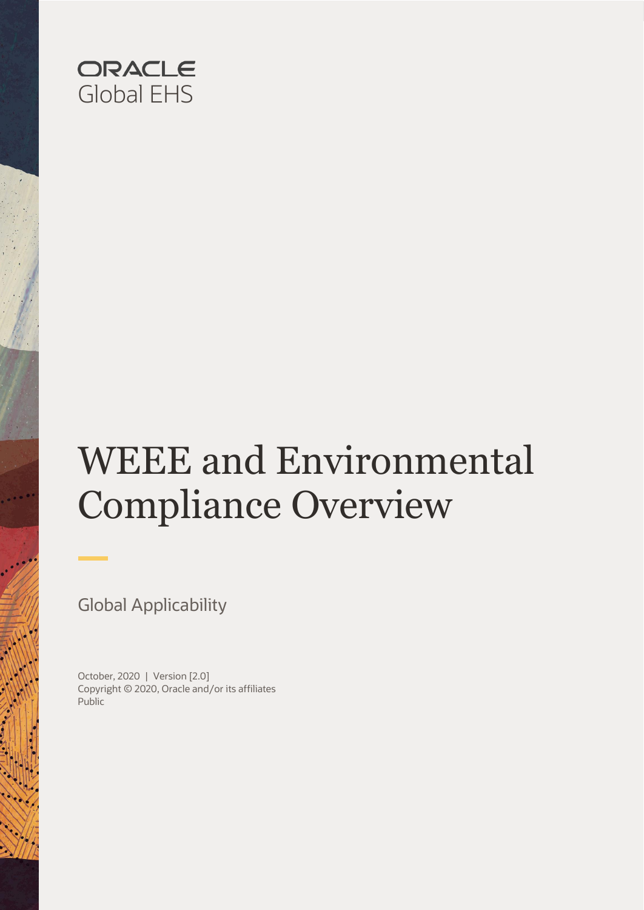ORACLE
Global EHS

# WEEE and Environmental Compliance Overview

Global Applicability

October, 2020 | Version [2.0]
Copyright © 2020, Oracle and/or its affiliates
Public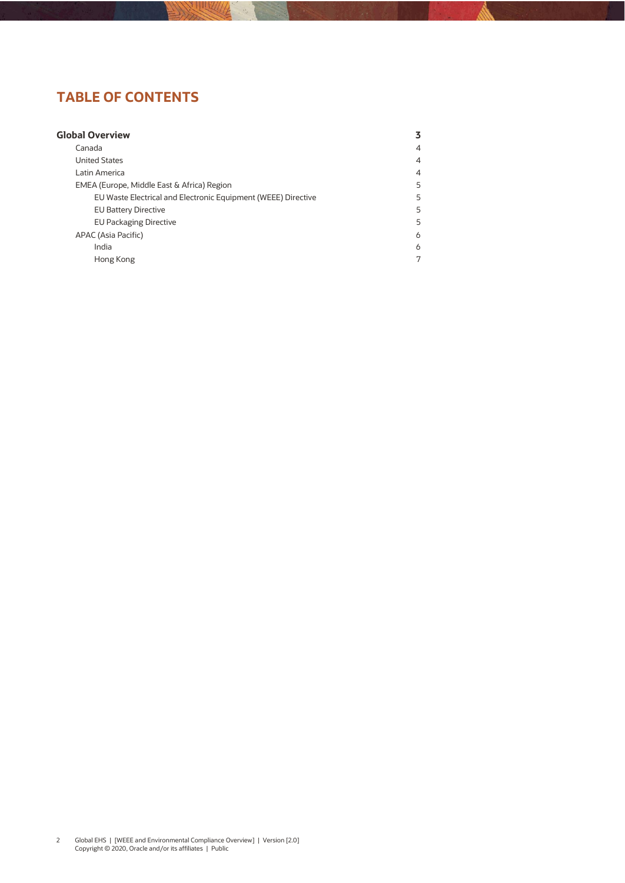# TABLE OF CONTENTS

| | |
|---|---|
| **Global Overview** | **3** |
| Canada | 4 |
| United States | 4 |
| Latin America | 4 |
| EMEA (Europe, Middle East & Africa) Region | 5 |
| EU Waste Electrical and Electronic Equipment (WEEE) Directive | 5 |
| EU Battery Directive | 5 |
| EU Packaging Directive | 5 |
| APAC (Asia Pacific) | 6 |
| India | 6 |
| Hong Kong | 7 |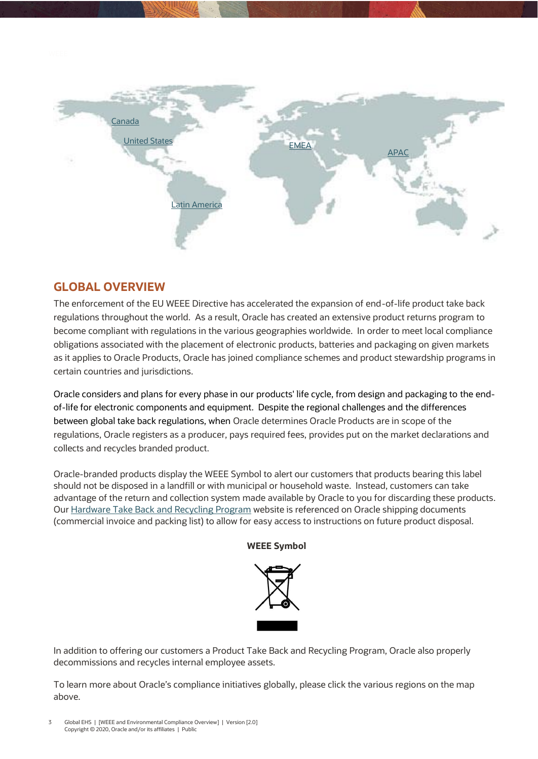Canada

United States

EMEA

APAC

Latin America

## GLOBAL OVERVIEW

The enforcement of the EU WEEE Directive has accelerated the expansion of end-of-life product take back regulations throughout the world. As a result, Oracle has created an extensive product returns program to become compliant with regulations in the various geographies worldwide. In order to meet local compliance obligations associated with the placement of electronic products, batteries and packaging on given markets as it applies to Oracle Products, Oracle has joined compliance schemes and product stewardship programs in certain countries and jurisdictions.

Oracle considers and plans for every phase in our products' life cycle, from design and packaging to the end-of-life for electronic components and equipment. Despite the regional challenges and the differences between global take back regulations, when Oracle determines Oracle Products are in scope of the regulations, Oracle registers as a producer, pays required fees, provides put on the market declarations and collects and recycles branded product.

Oracle-branded products display the WEEE Symbol to alert our customers that products bearing this label should not be disposed in a landfill or with municipal or household waste. Instead, customers can take advantage of the return and collection system made available by Oracle to you for discarding these products. Our Hardware Take Back and Recycling Program website is referenced on Oracle shipping documents (commercial invoice and packing list) to allow for easy access to instructions on future product disposal.

**WEEE Symbol**

In addition to offering our customers a Product Take Back and Recycling Program, Oracle also properly decommissions and recycles internal employee assets.

To learn more about Oracle's compliance initiatives globally, please click the various regions on the map above.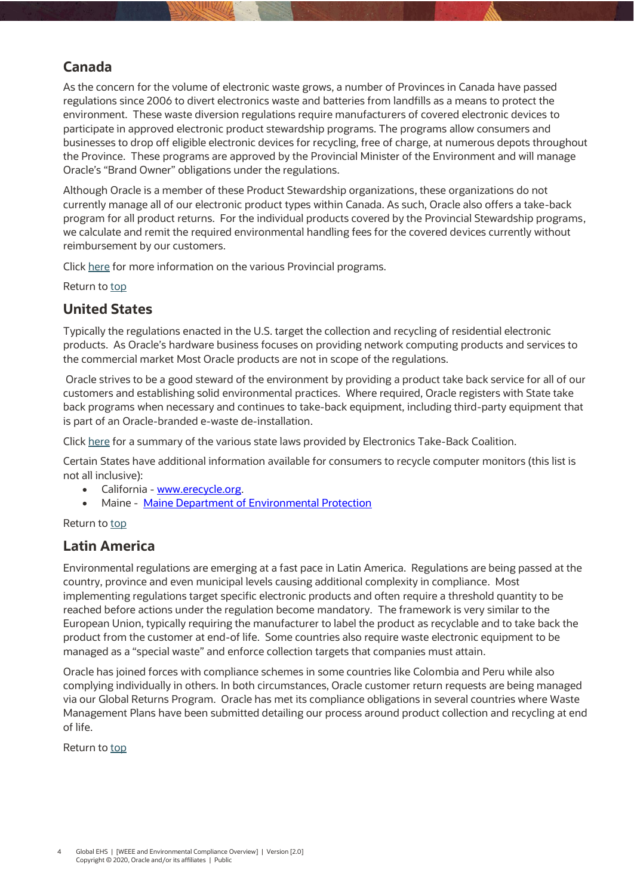## Canada

As the concern for the volume of electronic waste grows, a number of Provinces in Canada have passed regulations since 2006 to divert electronics waste and batteries from landfills as a means to protect the environment. These waste diversion regulations require manufacturers of covered electronic devices to participate in approved electronic product stewardship programs. The programs allow consumers and businesses to drop off eligible electronic devices for recycling, free of charge, at numerous depots throughout the Province. These programs are approved by the Provincial Minister of the Environment and will manage Oracle's "Brand Owner" obligations under the regulations.

Although Oracle is a member of these Product Stewardship organizations, these organizations do not currently manage all of our electronic product types within Canada. As such, Oracle also offers a take-back program for all product returns. For the individual products covered by the Provincial Stewardship programs, we calculate and remit the required environmental handling fees for the covered devices currently without reimbursement by our customers.

Click here for more information on the various Provincial programs.

Return to top

## United States

Typically the regulations enacted in the U.S. target the collection and recycling of residential electronic products. As Oracle's hardware business focuses on providing network computing products and services to the commercial market Most Oracle products are not in scope of the regulations.

Oracle strives to be a good steward of the environment by providing a product take back service for all of our customers and establishing solid environmental practices. Where required, Oracle registers with State take back programs when necessary and continues to take-back equipment, including third-party equipment that is part of an Oracle-branded e-waste de-installation.

Click here for a summary of the various state laws provided by Electronics Take-Back Coalition.

Certain States have additional information available for consumers to recycle computer monitors (this list is not all inclusive):

- California - www.erecycle.org.
- Maine - Maine Department of Environmental Protection

Return to top

## Latin America

Environmental regulations are emerging at a fast pace in Latin America. Regulations are being passed at the country, province and even municipal levels causing additional complexity in compliance. Most implementing regulations target specific electronic products and often require a threshold quantity to be reached before actions under the regulation become mandatory. The framework is very similar to the European Union, typically requiring the manufacturer to label the product as recyclable and to take back the product from the customer at end-of life. Some countries also require waste electronic equipment to be managed as a "special waste" and enforce collection targets that companies must attain.

Oracle has joined forces with compliance schemes in some countries like Colombia and Peru while also complying individually in others. In both circumstances, Oracle customer return requests are being managed via our Global Returns Program. Oracle has met its compliance obligations in several countries where Waste Management Plans have been submitted detailing our process around product collection and recycling at end of life.

Return to top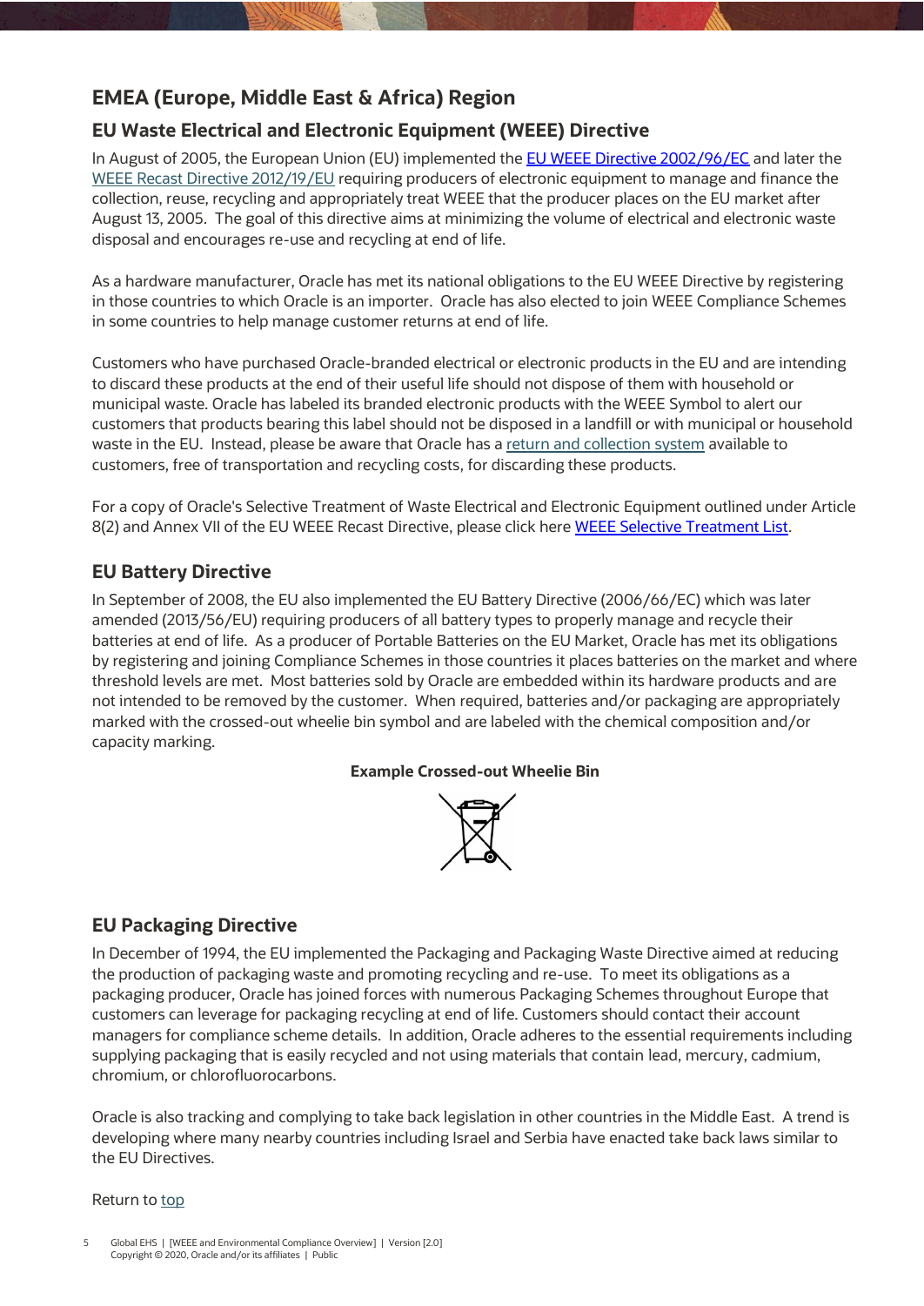## EMEA (Europe, Middle East & Africa) Region

### EU Waste Electrical and Electronic Equipment (WEEE) Directive

In August of 2005, the European Union (EU) implemented the EU WEEE Directive 2002/96/EC and later the WEEE Recast Directive 2012/19/EU requiring producers of electronic equipment to manage and finance the collection, reuse, recycling and appropriately treat WEEE that the producer places on the EU market after August 13, 2005. The goal of this directive aims at minimizing the volume of electrical and electronic waste disposal and encourages re-use and recycling at end of life.

As a hardware manufacturer, Oracle has met its national obligations to the EU WEEE Directive by registering in those countries to which Oracle is an importer. Oracle has also elected to join WEEE Compliance Schemes in some countries to help manage customer returns at end of life.

Customers who have purchased Oracle-branded electrical or electronic products in the EU and are intending to discard these products at the end of their useful life should not dispose of them with household or municipal waste. Oracle has labeled its branded electronic products with the WEEE Symbol to alert our customers that products bearing this label should not be disposed in a landfill or with municipal or household waste in the EU. Instead, please be aware that Oracle has a return and collection system available to customers, free of transportation and recycling costs, for discarding these products.

For a copy of Oracle's Selective Treatment of Waste Electrical and Electronic Equipment outlined under Article 8(2) and Annex VII of the EU WEEE Recast Directive, please click here WEEE Selective Treatment List.

### EU Battery Directive

In September of 2008, the EU also implemented the EU Battery Directive (2006/66/EC) which was later amended (2013/56/EU) requiring producers of all battery types to properly manage and recycle their batteries at end of life. As a producer of Portable Batteries on the EU Market, Oracle has met its obligations by registering and joining Compliance Schemes in those countries it places batteries on the market and where threshold levels are met. Most batteries sold by Oracle are embedded within its hardware products and are not intended to be removed by the customer. When required, batteries and/or packaging are appropriately marked with the crossed-out wheelie bin symbol and are labeled with the chemical composition and/or capacity marking.

**Example Crossed-out Wheelie Bin**

### EU Packaging Directive

In December of 1994, the EU implemented the Packaging and Packaging Waste Directive aimed at reducing the production of packaging waste and promoting recycling and re-use. To meet its obligations as a packaging producer, Oracle has joined forces with numerous Packaging Schemes throughout Europe that customers can leverage for packaging recycling at end of life. Customers should contact their account managers for compliance scheme details. In addition, Oracle adheres to the essential requirements including supplying packaging that is easily recycled and not using materials that contain lead, mercury, cadmium, chromium, or chlorofluorocarbons.

Oracle is also tracking and complying to take back legislation in other countries in the Middle East. A trend is developing where many nearby countries including Israel and Serbia have enacted take back laws similar to the EU Directives.

Return to top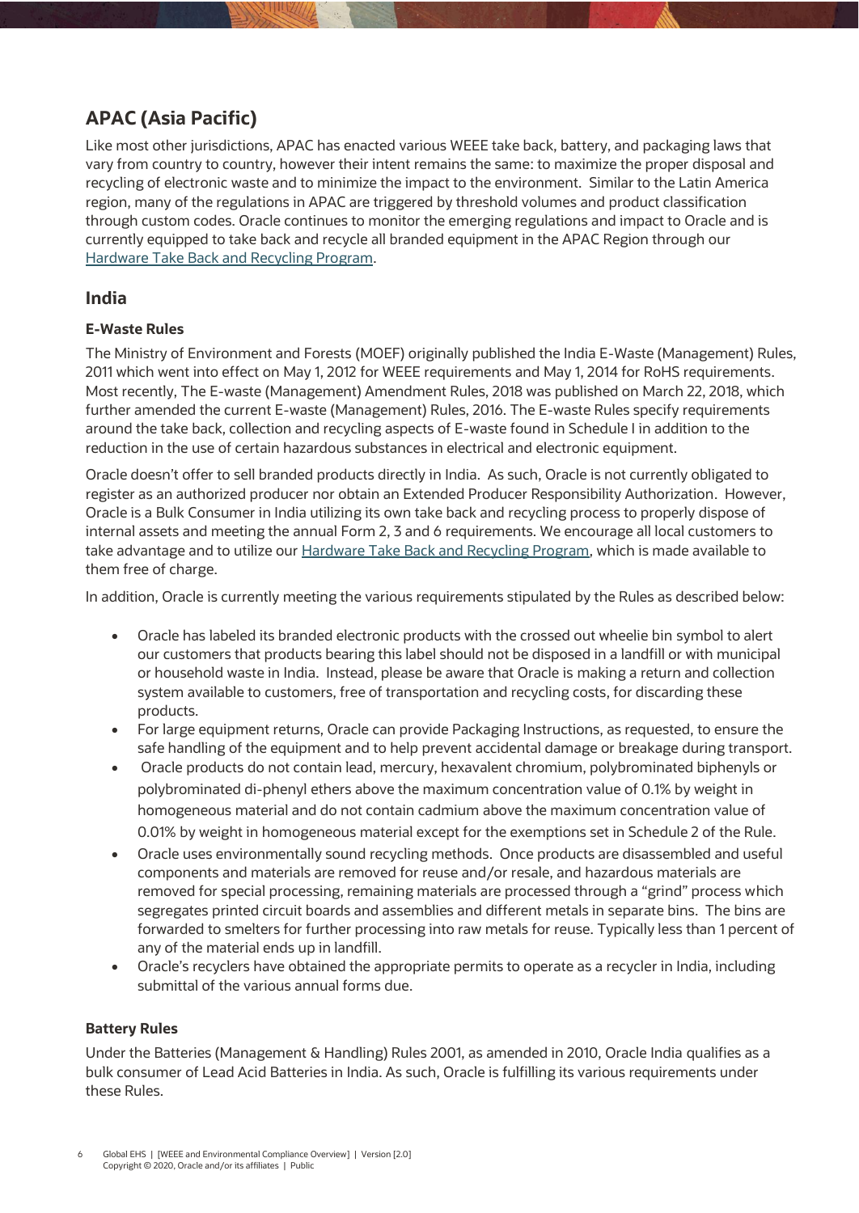## APAC (Asia Pacific)

Like most other jurisdictions, APAC has enacted various WEEE take back, battery, and packaging laws that vary from country to country, however their intent remains the same: to maximize the proper disposal and recycling of electronic waste and to minimize the impact to the environment. Similar to the Latin America region, many of the regulations in APAC are triggered by threshold volumes and product classification through custom codes. Oracle continues to monitor the emerging regulations and impact to Oracle and is currently equipped to take back and recycle all branded equipment in the APAC Region through our Hardware Take Back and Recycling Program.

### India

#### E-Waste Rules

The Ministry of Environment and Forests (MOEF) originally published the India E-Waste (Management) Rules, 2011 which went into effect on May 1, 2012 for WEEE requirements and May 1, 2014 for RoHS requirements. Most recently, The E-waste (Management) Amendment Rules, 2018 was published on March 22, 2018, which further amended the current E-waste (Management) Rules, 2016. The E-waste Rules specify requirements around the take back, collection and recycling aspects of E-waste found in Schedule I in addition to the reduction in the use of certain hazardous substances in electrical and electronic equipment.

Oracle doesn't offer to sell branded products directly in India. As such, Oracle is not currently obligated to register as an authorized producer nor obtain an Extended Producer Responsibility Authorization. However, Oracle is a Bulk Consumer in India utilizing its own take back and recycling process to properly dispose of internal assets and meeting the annual Form 2, 3 and 6 requirements. We encourage all local customers to take advantage and to utilize our Hardware Take Back and Recycling Program, which is made available to them free of charge.

In addition, Oracle is currently meeting the various requirements stipulated by the Rules as described below:

- Oracle has labeled its branded electronic products with the crossed out wheelie bin symbol to alert our customers that products bearing this label should not be disposed in a landfill or with municipal or household waste in India. Instead, please be aware that Oracle is making a return and collection system available to customers, free of transportation and recycling costs, for discarding these products.
- For large equipment returns, Oracle can provide Packaging Instructions, as requested, to ensure the safe handling of the equipment and to help prevent accidental damage or breakage during transport.
- Oracle products do not contain lead, mercury, hexavalent chromium, polybrominated biphenyls or polybrominated di-phenyl ethers above the maximum concentration value of 0.1% by weight in homogeneous material and do not contain cadmium above the maximum concentration value of 0.01% by weight in homogeneous material except for the exemptions set in Schedule 2 of the Rule.
- Oracle uses environmentally sound recycling methods. Once products are disassembled and useful components and materials are removed for reuse and/or resale, and hazardous materials are removed for special processing, remaining materials are processed through a "grind" process which segregates printed circuit boards and assemblies and different metals in separate bins. The bins are forwarded to smelters for further processing into raw metals for reuse. Typically less than 1 percent of any of the material ends up in landfill.
- Oracle's recyclers have obtained the appropriate permits to operate as a recycler in India, including submittal of the various annual forms due.

#### Battery Rules

Under the Batteries (Management & Handling) Rules 2001, as amended in 2010, Oracle India qualifies as a bulk consumer of Lead Acid Batteries in India. As such, Oracle is fulfilling its various requirements under these Rules.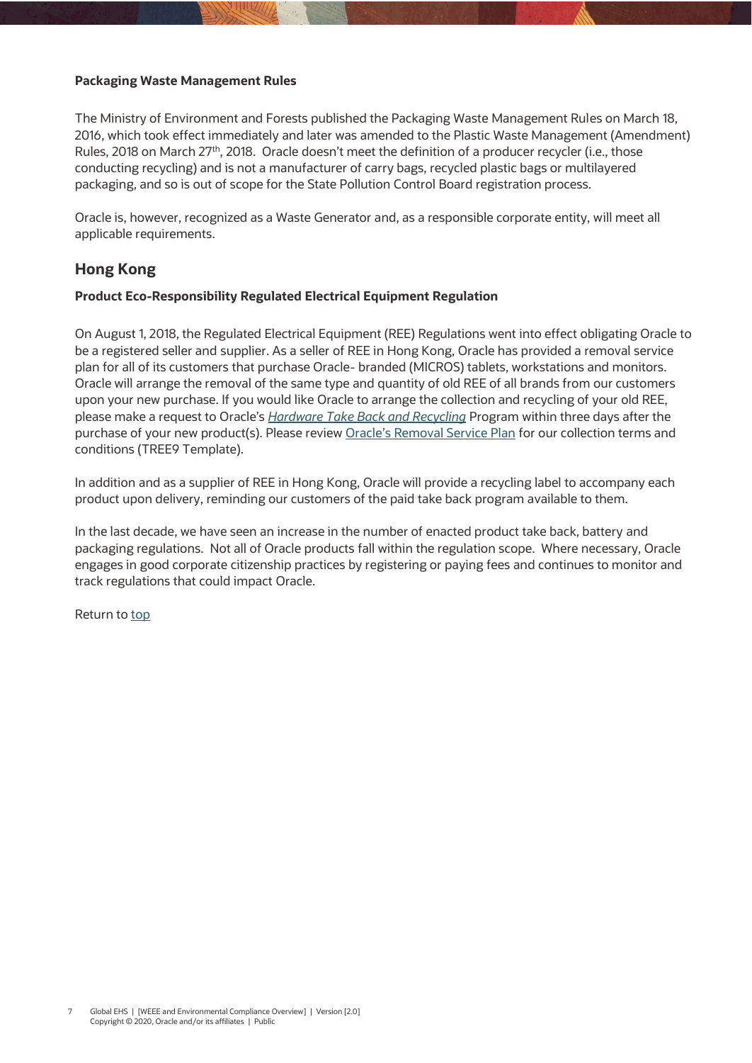**Packaging Waste Management Rules**

The Ministry of Environment and Forests published the Packaging Waste Management Rules on March 18, 2016, which took effect immediately and later was amended to the Plastic Waste Management (Amendment) Rules, 2018 on March 27th, 2018. Oracle doesn't meet the definition of a producer recycler (i.e., those conducting recycling) and is not a manufacturer of carry bags, recycled plastic bags or multilayered packaging, and so is out of scope for the State Pollution Control Board registration process.

Oracle is, however, recognized as a Waste Generator and, as a responsible corporate entity, will meet all applicable requirements.

## Hong Kong

**Product Eco-Responsibility Regulated Electrical Equipment Regulation**

On August 1, 2018, the Regulated Electrical Equipment (REE) Regulations went into effect obligating Oracle to be a registered seller and supplier. As a seller of REE in Hong Kong, Oracle has provided a removal service plan for all of its customers that purchase Oracle- branded (MICROS) tablets, workstations and monitors. Oracle will arrange the removal of the same type and quantity of old REE of all brands from our customers upon your new purchase. If you would like Oracle to arrange the collection and recycling of your old REE, please make a request to Oracle's *Hardware Take Back and Recycling* Program within three days after the purchase of your new product(s). Please review Oracle's Removal Service Plan for our collection terms and conditions (TREE9 Template).

In addition and as a supplier of REE in Hong Kong, Oracle will provide a recycling label to accompany each product upon delivery, reminding our customers of the paid take back program available to them.

In the last decade, we have seen an increase in the number of enacted product take back, battery and packaging regulations. Not all of Oracle products fall within the regulation scope. Where necessary, Oracle engages in good corporate citizenship practices by registering or paying fees and continues to monitor and track regulations that could impact Oracle.

Return to top